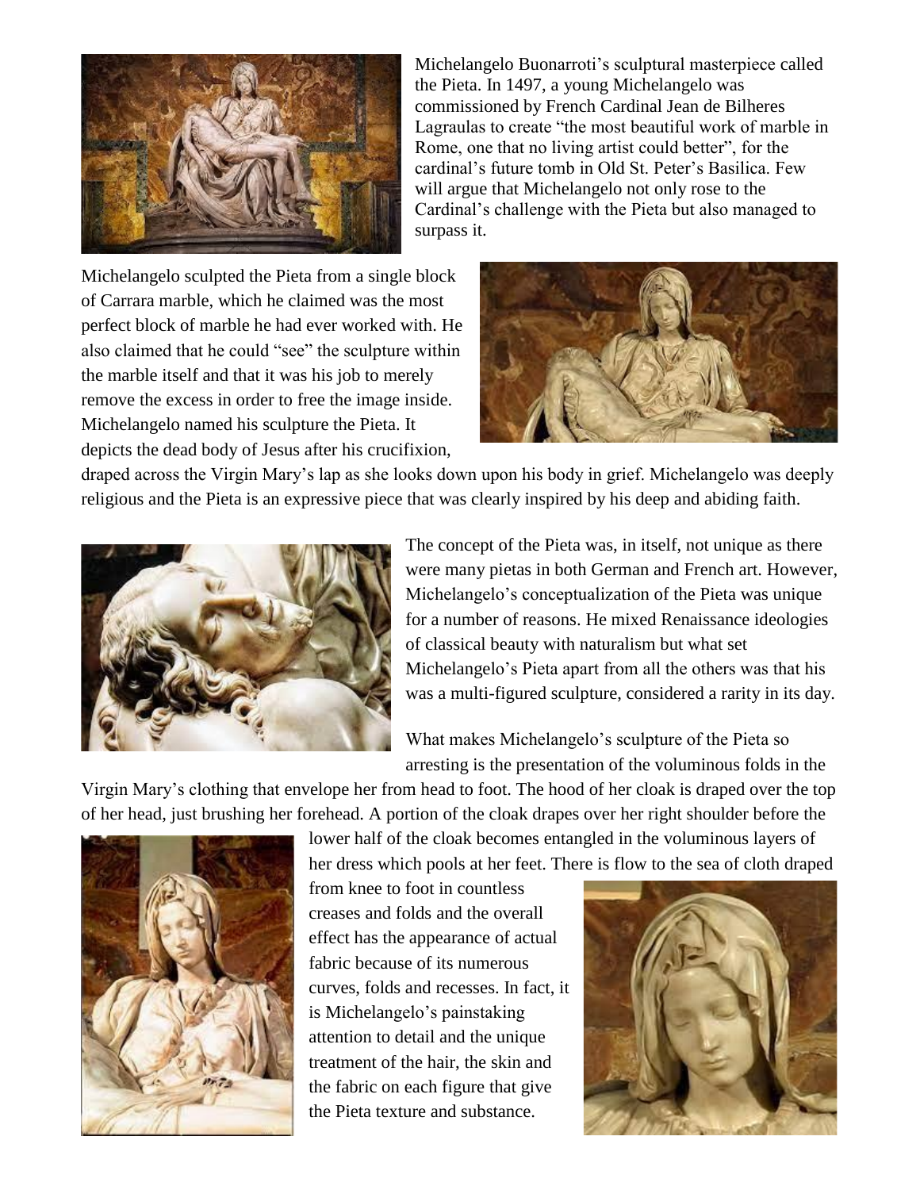Michelangelo Buonarroti's sculptural masterpiece called the Pieta. In 1497, a young Michelangelo was commissioned by French Cardinal Jean de Bilheres Lagraulas to create "the most beautiful work of marble in Rome, one that no living artist could better", for the cardinal's future tomb in Old St. Peter's Basilica. Few will argue that Michelangelo not only rose to the Cardinal's challenge with the Pieta but also managed to surpass it.

Michelangelo sculpted the Pieta from a single block of Carrara marble, which he claimed was the most perfect block of marble he had ever worked with. He also claimed that he could "see" the sculpture within the marble itself and that it was his job to merely remove the excess in order to free the image inside. Michelangelo named his sculpture the Pieta. It depicts the dead body of Jesus after his crucifixion, draped across the Virgin Mary's lap as she looks down upon his body in grief. Michelangelo was deeply religious and the Pieta is an expressive piece that was clearly inspired by his deep and abiding faith.

The concept of the Pieta was, in itself, not unique as there were many pietas in both German and French art. However, Michelangelo's conceptualization of the Pieta was unique for a number of reasons. He mixed Renaissance ideologies of classical beauty with naturalism but what set Michelangelo's Pieta apart from all the others was that his was a multi-figured sculpture, considered a rarity in its day.

What makes Michelangelo's sculpture of the Pieta so arresting is the presentation of the voluminous folds in the Virgin Mary's clothing that envelope her from head to foot. The hood of her cloak is draped over the top of her head, just brushing her forehead. A portion of the cloak drapes over her right shoulder before the lower half of the cloak becomes entangled in the voluminous layers of her dress which pools at her feet. There is flow to the sea of cloth draped from knee to foot in countless creases and folds and the overall effect has the appearance of actual fabric because of its numerous curves, folds and recesses. In fact, it is Michelangelo's painstaking attention to detail and the unique treatment of the hair, the skin and the fabric on each figure that give the Pieta texture and substance.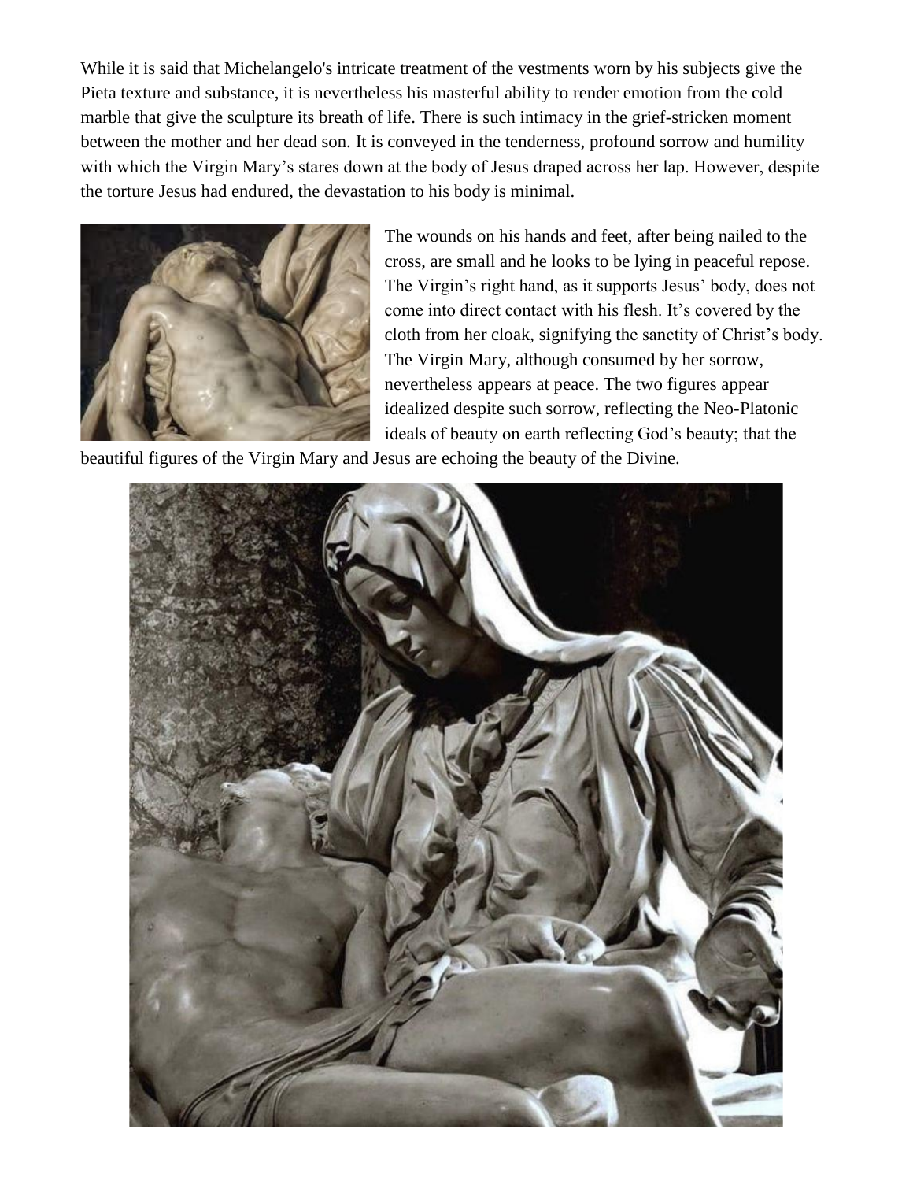While it is said that Michelangelo's intricate treatment of the vestments worn by his subjects give the Pieta texture and substance, it is nevertheless his masterful ability to render emotion from the cold marble that give the sculpture its breath of life. There is such intimacy in the grief-stricken moment between the mother and her dead son. It is conveyed in the tenderness, profound sorrow and humility with which the Virgin Mary's stares down at the body of Jesus draped across her lap. However, despite the torture Jesus had endured, the devastation to his body is minimal.

The wounds on his hands and feet, after being nailed to the cross, are small and he looks to be lying in peaceful repose. The Virgin's right hand, as it supports Jesus' body, does not come into direct contact with his flesh. It's covered by the cloth from her cloak, signifying the sanctity of Christ's body. The Virgin Mary, although consumed by her sorrow, nevertheless appears at peace. The two figures appear idealized despite such sorrow, reflecting the Neo-Platonic ideals of beauty on earth reflecting God's beauty; that the beautiful figures of the Virgin Mary and Jesus are echoing the beauty of the Divine.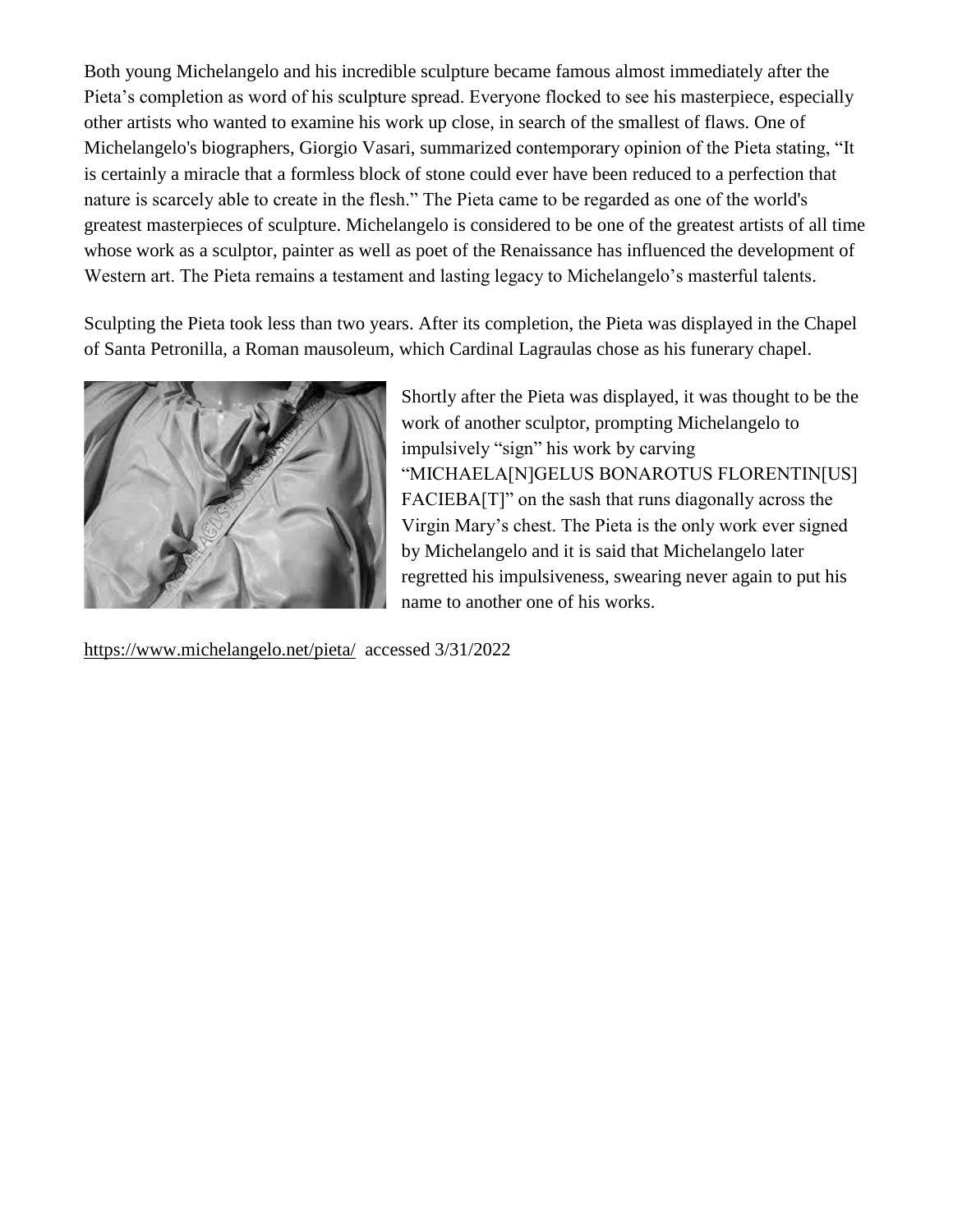Both young Michelangelo and his incredible sculpture became famous almost immediately after the Pieta's completion as word of his sculpture spread. Everyone flocked to see his masterpiece, especially other artists who wanted to examine his work up close, in search of the smallest of flaws. One of Michelangelo's biographers, Giorgio Vasari, summarized contemporary opinion of the Pieta stating, "It is certainly a miracle that a formless block of stone could ever have been reduced to a perfection that nature is scarcely able to create in the flesh." The Pieta came to be regarded as one of the world's greatest masterpieces of sculpture. Michelangelo is considered to be one of the greatest artists of all time whose work as a sculptor, painter as well as poet of the Renaissance has influenced the development of Western art. The Pieta remains a testament and lasting legacy to Michelangelo's masterful talents.

Sculpting the Pieta took less than two years. After its completion, the Pieta was displayed in the Chapel of Santa Petronilla, a Roman mausoleum, which Cardinal Lagraulas chose as his funerary chapel.

Shortly after the Pieta was displayed, it was thought to be the work of another sculptor, prompting Michelangelo to impulsively "sign" his work by carving "MICHAELA[N]GELUS BONAROTUS FLORENTIN[US] FACIEBA[T]" on the sash that runs diagonally across the Virgin Mary's chest. The Pieta is the only work ever signed by Michelangelo and it is said that Michelangelo later regretted his impulsiveness, swearing never again to put his name to another one of his works.

https://www.michelangelo.net/pieta/ accessed 3/31/2022